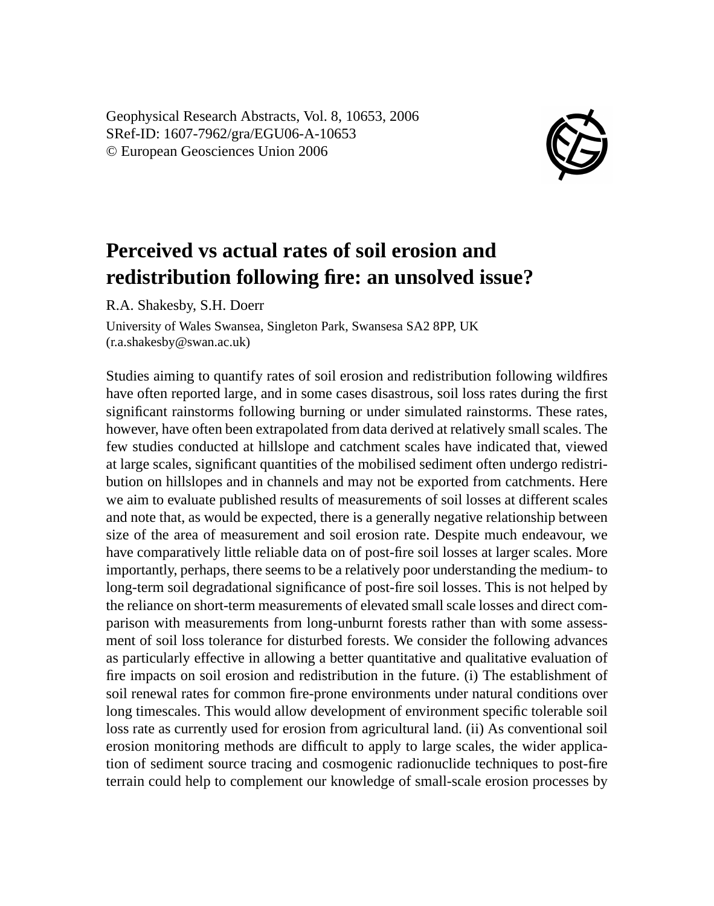Geophysical Research Abstracts, Vol. 8, 10653, 2006
SRef-ID: 1607-7962/gra/EGU06-A-10653
© European Geosciences Union 2006

# Perceived vs actual rates of soil erosion and redistribution following fire: an unsolved issue?

R.A. Shakesby, S.H. Doerr

University of Wales Swansea, Singleton Park, Swansesa SA2 8PP, UK
(r.a.shakesby@swan.ac.uk)

Studies aiming to quantify rates of soil erosion and redistribution following wildfires have often reported large, and in some cases disastrous, soil loss rates during the first significant rainstorms following burning or under simulated rainstorms. These rates, however, have often been extrapolated from data derived at relatively small scales. The few studies conducted at hillslope and catchment scales have indicated that, viewed at large scales, significant quantities of the mobilised sediment often undergo redistribution on hillslopes and in channels and may not be exported from catchments. Here we aim to evaluate published results of measurements of soil losses at different scales and note that, as would be expected, there is a generally negative relationship between size of the area of measurement and soil erosion rate. Despite much endeavour, we have comparatively little reliable data on of post-fire soil losses at larger scales. More importantly, perhaps, there seems to be a relatively poor understanding the medium- to long-term soil degradational significance of post-fire soil losses. This is not helped by the reliance on short-term measurements of elevated small scale losses and direct comparison with measurements from long-unburnt forests rather than with some assessment of soil loss tolerance for disturbed forests. We consider the following advances as particularly effective in allowing a better quantitative and qualitative evaluation of fire impacts on soil erosion and redistribution in the future. (i) The establishment of soil renewal rates for common fire-prone environments under natural conditions over long timescales. This would allow development of environment specific tolerable soil loss rate as currently used for erosion from agricultural land. (ii) As conventional soil erosion monitoring methods are difficult to apply to large scales, the wider application of sediment source tracing and cosmogenic radionuclide techniques to post-fire terrain could help to complement our knowledge of small-scale erosion processes by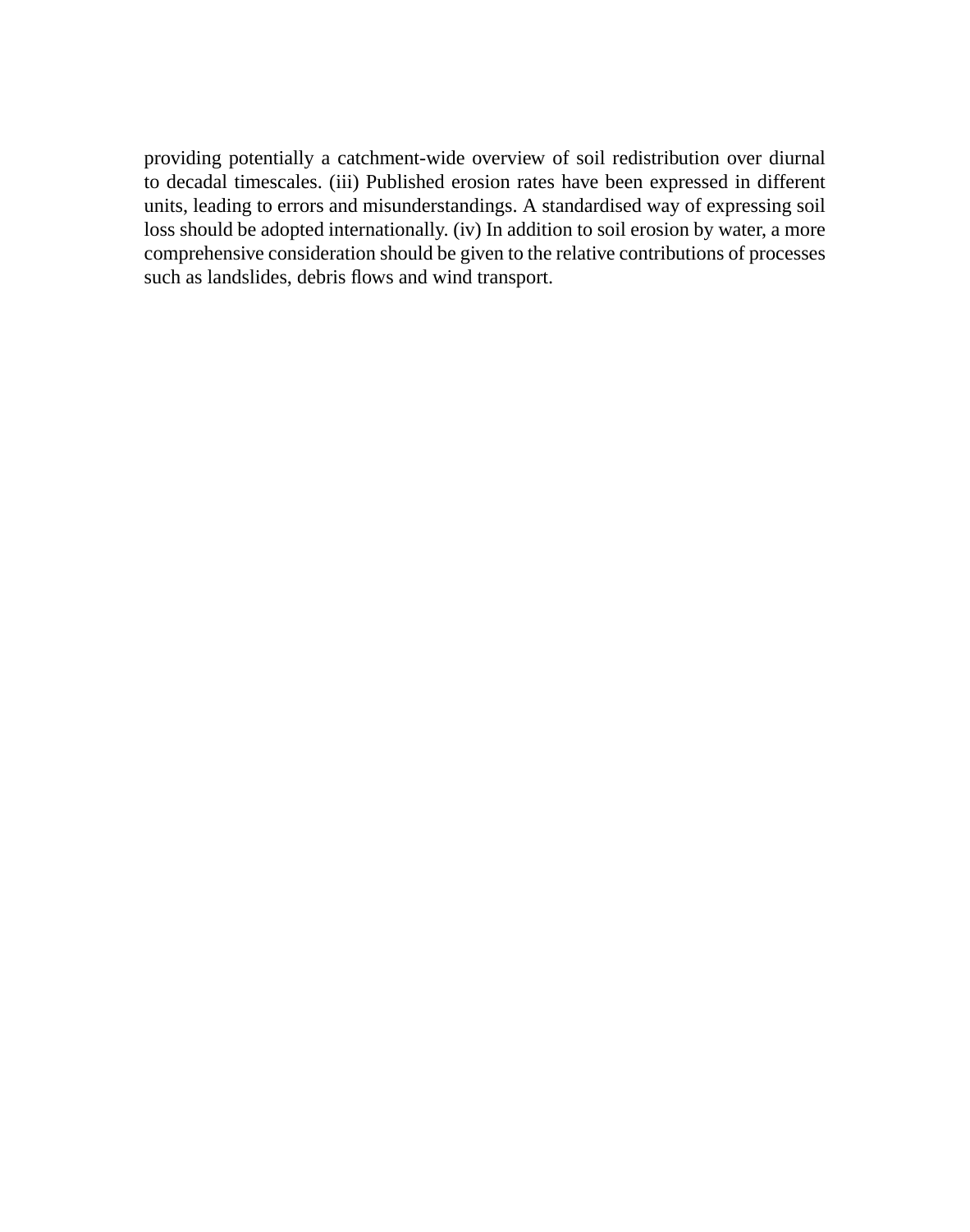providing potentially a catchment-wide overview of soil redistribution over diurnal to decadal timescales. (iii) Published erosion rates have been expressed in different units, leading to errors and misunderstandings. A standardised way of expressing soil loss should be adopted internationally. (iv) In addition to soil erosion by water, a more comprehensive consideration should be given to the relative contributions of processes such as landslides, debris flows and wind transport.